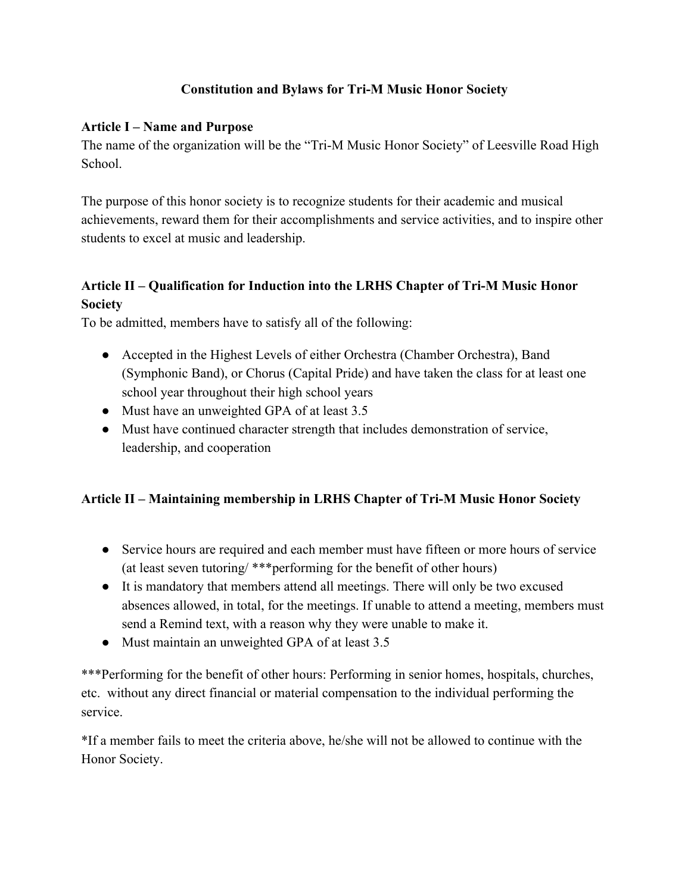# Constitution and Bylaws for Tri-M Music Honor Society

## Article I – Name and Purpose

The name of the organization will be the "Tri-M Music Honor Society" of Leesville Road High School.

The purpose of this honor society is to recognize students for their academic and musical achievements, reward them for their accomplishments and service activities, and to inspire other students to excel at music and leadership.

## Article II – Qualification for Induction into the LRHS Chapter of Tri-M Music Honor Society

To be admitted, members have to satisfy all of the following:

- Accepted in the Highest Levels of either Orchestra (Chamber Orchestra), Band (Symphonic Band), or Chorus (Capital Pride) and have taken the class for at least one school year throughout their high school years
- Must have an unweighted GPA of at least 3.5
- Must have continued character strength that includes demonstration of service, leadership, and cooperation

## Article II – Maintaining membership in LRHS Chapter of Tri-M Music Honor Society

- Service hours are required and each member must have fifteen or more hours of service (at least seven tutoring/ ***performing for the benefit of other hours)
- It is mandatory that members attend all meetings. There will only be two excused absences allowed, in total, for the meetings. If unable to attend a meeting, members must send a Remind text, with a reason why they were unable to make it.
- Must maintain an unweighted GPA of at least 3.5

***Performing for the benefit of other hours: Performing in senior homes, hospitals, churches, etc. without any direct financial or material compensation to the individual performing the service.

*If a member fails to meet the criteria above, he/she will not be allowed to continue with the Honor Society.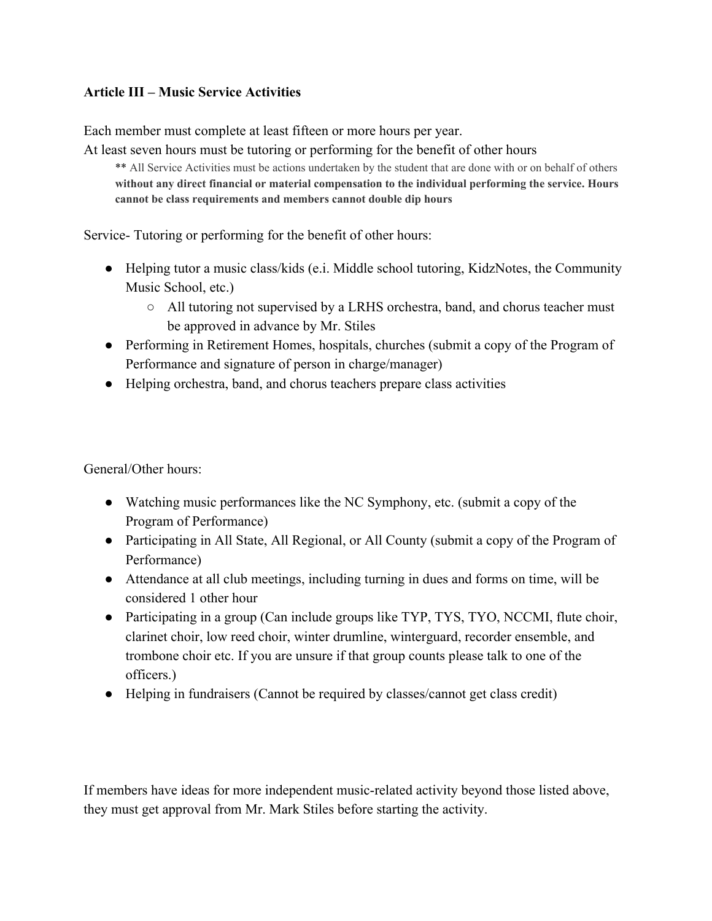**Article III – Music Service Activities**

Each member must complete at least fifteen or more hours per year.
At least seven hours must be tutoring or performing for the benefit of other hours

> ** All Service Activities must be actions undertaken by the student that are done with or on behalf of others **without any direct financial or material compensation to the individual performing the service. Hours cannot be class requirements and members cannot double dip hours**

Service- Tutoring or performing for the benefit of other hours:

- Helping tutor a music class/kids (e.i. Middle school tutoring, KidzNotes, the Community Music School, etc.)
  - All tutoring not supervised by a LRHS orchestra, band, and chorus teacher must be approved in advance by Mr. Stiles
- Performing in Retirement Homes, hospitals, churches (submit a copy of the Program of Performance and signature of person in charge/manager)
- Helping orchestra, band, and chorus teachers prepare class activities

General/Other hours:

- Watching music performances like the NC Symphony, etc. (submit a copy of the Program of Performance)
- Participating in All State, All Regional, or All County (submit a copy of the Program of Performance)
- Attendance at all club meetings, including turning in dues and forms on time, will be considered 1 other hour
- Participating in a group (Can include groups like TYP, TYS, TYO, NCCMI, flute choir, clarinet choir, low reed choir, winter drumline, winterguard, recorder ensemble, and trombone choir etc. If you are unsure if that group counts please talk to one of the officers.)
- Helping in fundraisers (Cannot be required by classes/cannot get class credit)

If members have ideas for more independent music-related activity beyond those listed above, they must get approval from Mr. Mark Stiles before starting the activity.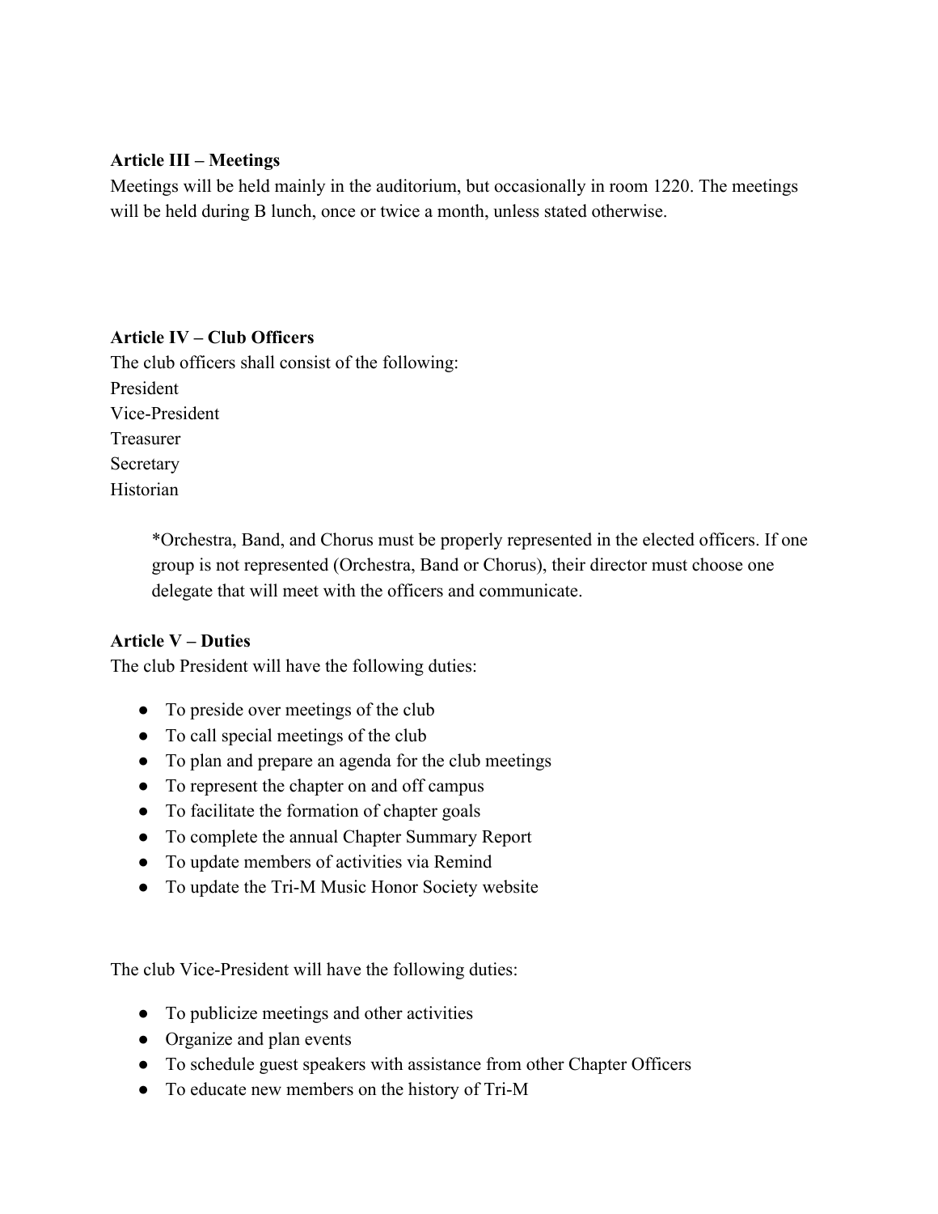**Article III – Meetings**

Meetings will be held mainly in the auditorium, but occasionally in room 1220. The meetings will be held during B lunch, once or twice a month, unless stated otherwise.

**Article IV – Club Officers**

The club officers shall consist of the following:

President
Vice-President
Treasurer
Secretary
Historian

> *Orchestra, Band, and Chorus must be properly represented in the elected officers. If one group is not represented (Orchestra, Band or Chorus), their director must choose one delegate that will meet with the officers and communicate.

**Article V – Duties**

The club President will have the following duties:

- To preside over meetings of the club
- To call special meetings of the club
- To plan and prepare an agenda for the club meetings
- To represent the chapter on and off campus
- To facilitate the formation of chapter goals
- To complete the annual Chapter Summary Report
- To update members of activities via Remind
- To update the Tri-M Music Honor Society website

The club Vice-President will have the following duties:

- To publicize meetings and other activities
- Organize and plan events
- To schedule guest speakers with assistance from other Chapter Officers
- To educate new members on the history of Tri-M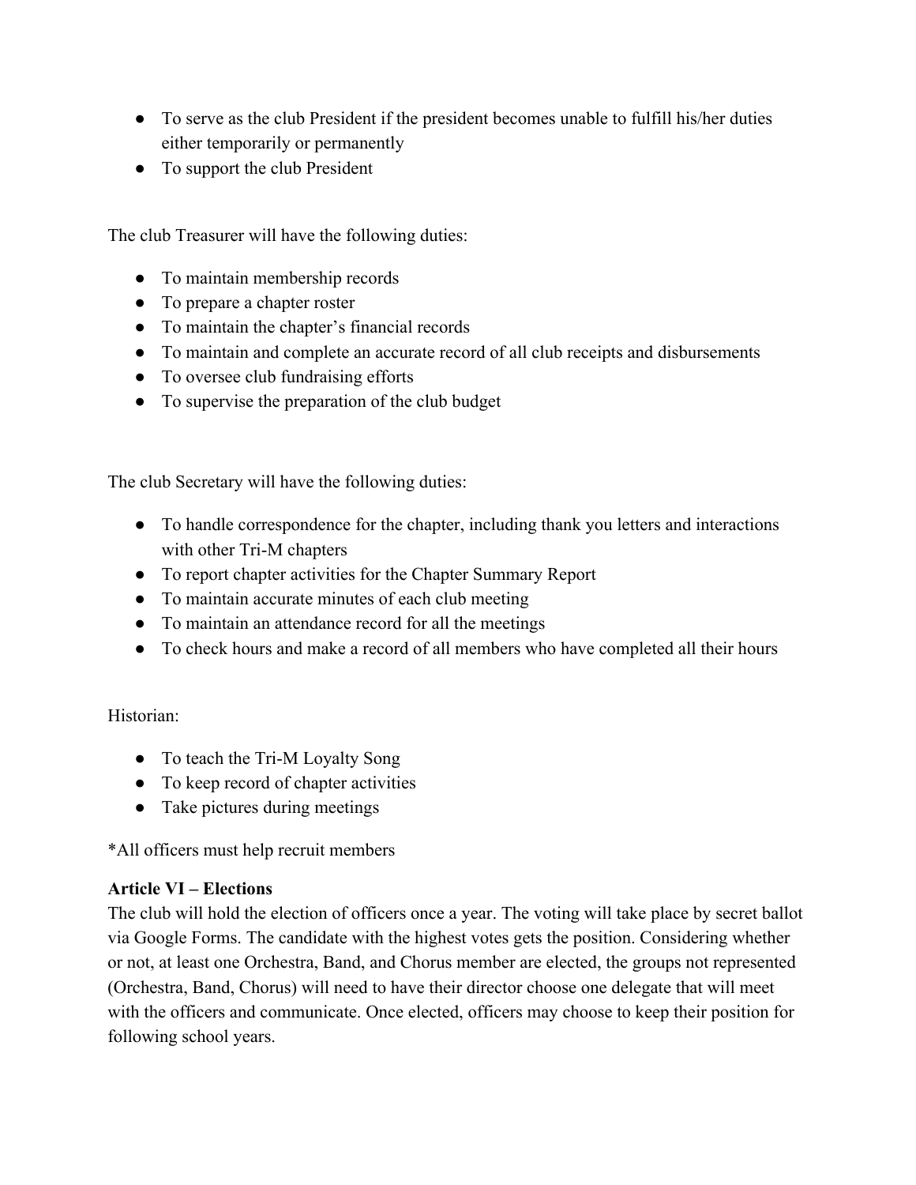- To serve as the club President if the president becomes unable to fulfill his/her duties either temporarily or permanently
- To support the club President

The club Treasurer will have the following duties:

- To maintain membership records
- To prepare a chapter roster
- To maintain the chapter's financial records
- To maintain and complete an accurate record of all club receipts and disbursements
- To oversee club fundraising efforts
- To supervise the preparation of the club budget

The club Secretary will have the following duties:

- To handle correspondence for the chapter, including thank you letters and interactions with other Tri-M chapters
- To report chapter activities for the Chapter Summary Report
- To maintain accurate minutes of each club meeting
- To maintain an attendance record for all the meetings
- To check hours and make a record of all members who have completed all their hours

Historian:

- To teach the Tri-M Loyalty Song
- To keep record of chapter activities
- Take pictures during meetings

*All officers must help recruit members

**Article VI – Elections**

The club will hold the election of officers once a year. The voting will take place by secret ballot via Google Forms. The candidate with the highest votes gets the position. Considering whether or not, at least one Orchestra, Band, and Chorus member are elected, the groups not represented (Orchestra, Band, Chorus) will need to have their director choose one delegate that will meet with the officers and communicate. Once elected, officers may choose to keep their position for following school years.